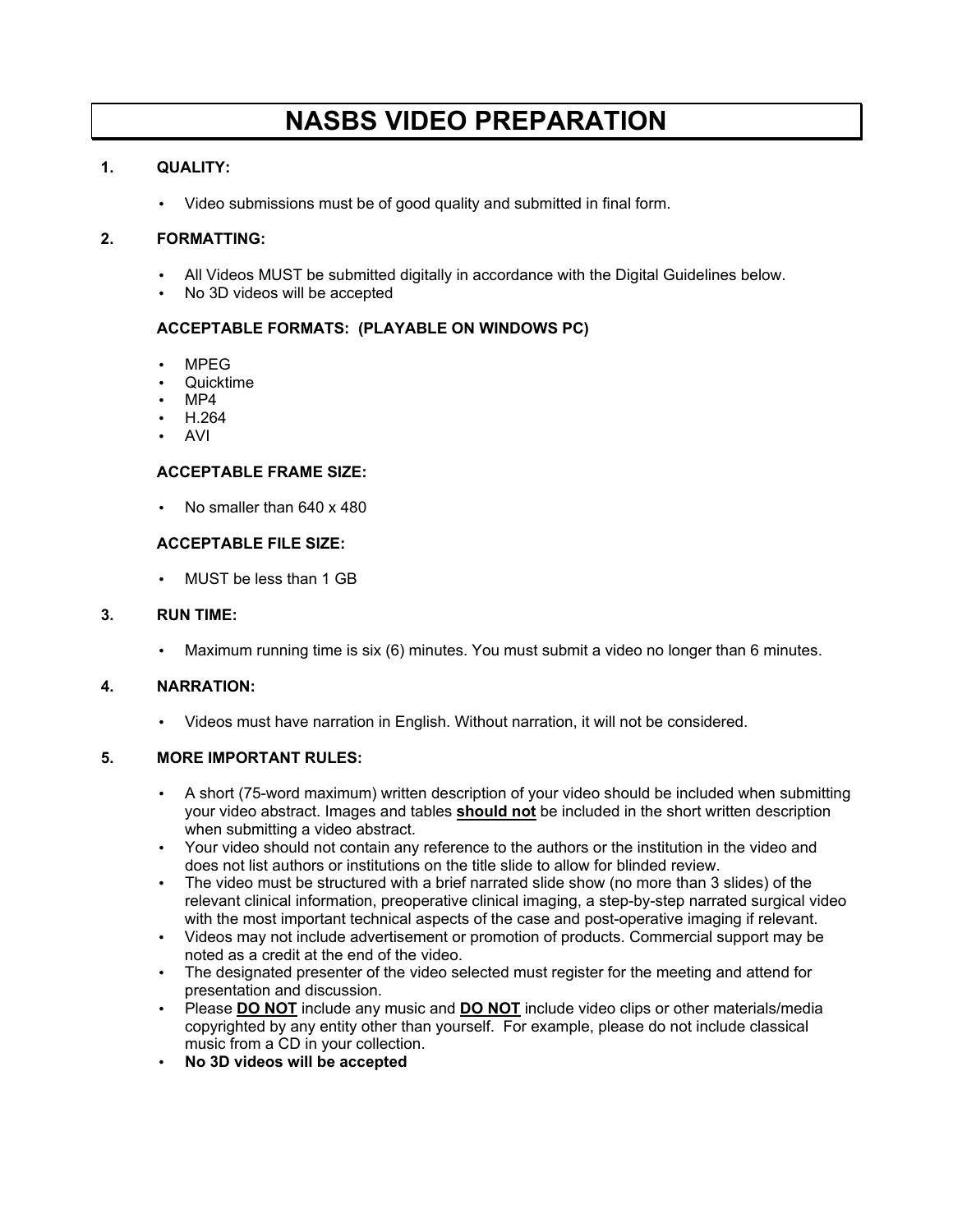# NASBS VIDEO PREPARATION

## 1. QUALITY:

- Video submissions must be of good quality and submitted in final form.

## 2. FORMATTING:

- All Videos MUST be submitted digitally in accordance with the Digital Guidelines below.
- No 3D videos will be accepted

### ACCEPTABLE FORMATS: (PLAYABLE ON WINDOWS PC)

- MPEG
- Quicktime
- MP4
- H.264
- AVI

### ACCEPTABLE FRAME SIZE:

- No smaller than 640 x 480

### ACCEPTABLE FILE SIZE:

- MUST be less than 1 GB

## 3. RUN TIME:

- Maximum running time is six (6) minutes. You must submit a video no longer than 6 minutes.

## 4. NARRATION:

- Videos must have narration in English. Without narration, it will not be considered.

## 5. MORE IMPORTANT RULES:

- A short (75-word maximum) written description of your video should be included when submitting your video abstract. Images and tables <u>**should not**</u> be included in the short written description when submitting a video abstract.
- Your video should not contain any reference to the authors or the institution in the video and does not list authors or institutions on the title slide to allow for blinded review.
- The video must be structured with a brief narrated slide show (no more than 3 slides) of the relevant clinical information, preoperative clinical imaging, a step-by-step narrated surgical video with the most important technical aspects of the case and post-operative imaging if relevant.
- Videos may not include advertisement or promotion of products. Commercial support may be noted as a credit at the end of the video.
- The designated presenter of the video selected must register for the meeting and attend for presentation and discussion.
- Please <u>**DO NOT**</u> include any music and <u>**DO NOT**</u> include video clips or other materials/media copyrighted by any entity other than yourself. For example, please do not include classical music from a CD in your collection.
- **No 3D videos will be accepted**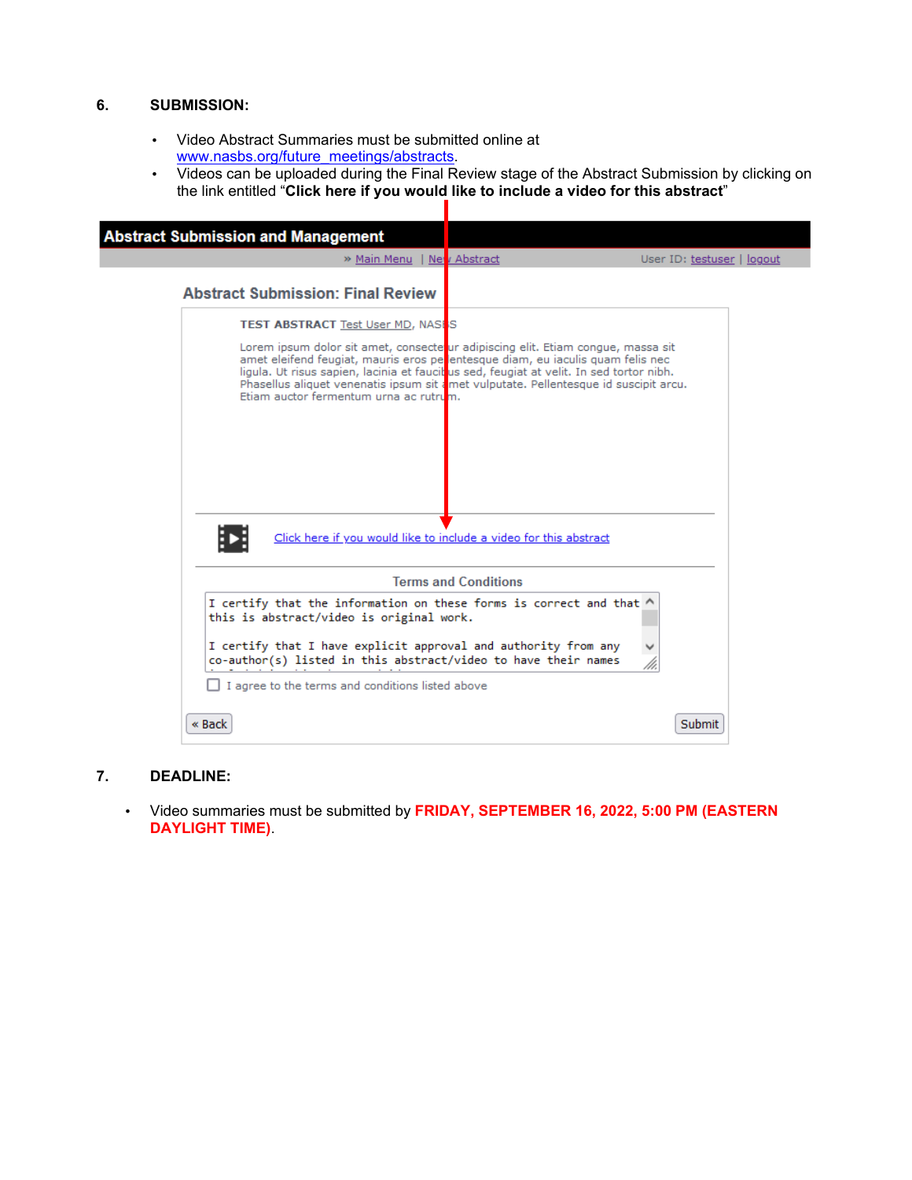## 6. SUBMISSION:

- Video Abstract Summaries must be submitted online at www.nasbs.org/future_meetings/abstracts.
- Videos can be uploaded during the Final Review stage of the Abstract Submission by clicking on the link entitled "**Click here if you would like to include a video for this abstract**"

**Abstract Submission and Management**

» Main Menu | New Abstract    User ID: testuser | logout

### Abstract Submission: Final Review

**TEST ABSTRACT** Test User MD, NASBS

Lorem ipsum dolor sit amet, consectetur adipiscing elit. Etiam congue, massa sit amet eleifend feugiat, mauris eros pellentesque diam, eu iaculis quam felis nec ligula. Ut risus sapien, lacinia et faucibus sed, feugiat at velit. In sed tortor nibh. Phasellus aliquet venenatis ipsum sit amet vulputate. Pellentesque id suscipit arcu. Etiam auctor fermentum urna ac rutrum.

Click here if you would like to include a video for this abstract

Terms and Conditions

```
I certify that the information on these forms is correct and that
this is abstract/video is original work.

I certify that I have explicit approval and authority from any
co-author(s) listed in this abstract/video to have their names
```

☐ I agree to the terms and conditions listed above

« Back    Submit

## 7. DEADLINE:

- Video summaries must be submitted by **FRIDAY, SEPTEMBER 16, 2022, 5:00 PM (EASTERN DAYLIGHT TIME)**.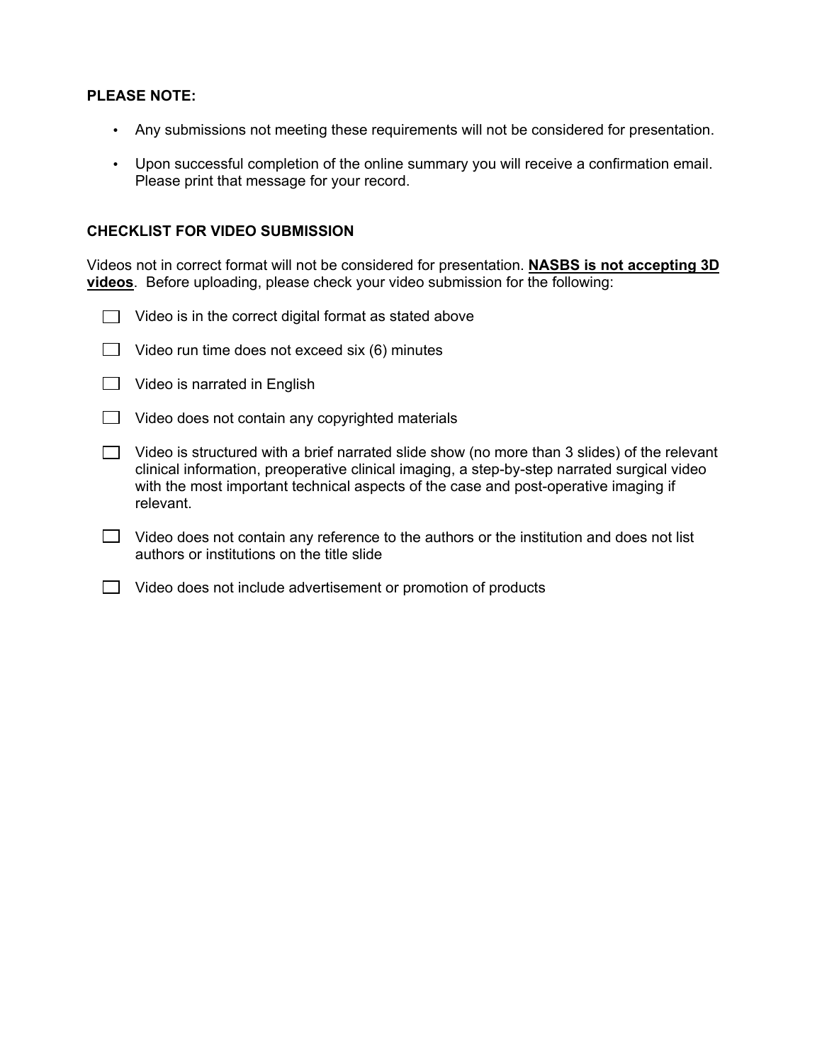**PLEASE NOTE:**

- Any submissions not meeting these requirements will not be considered for presentation.
- Upon successful completion of the online summary you will receive a confirmation email. Please print that message for your record.

**CHECKLIST FOR VIDEO SUBMISSION**

Videos not in correct format will not be considered for presentation. **NASBS is not accepting 3D videos**. Before uploading, please check your video submission for the following:

- [ ] Video is in the correct digital format as stated above
- [ ] Video run time does not exceed six (6) minutes
- [ ] Video is narrated in English
- [ ] Video does not contain any copyrighted materials
- [ ] Video is structured with a brief narrated slide show (no more than 3 slides) of the relevant clinical information, preoperative clinical imaging, a step-by-step narrated surgical video with the most important technical aspects of the case and post-operative imaging if relevant.
- [ ] Video does not contain any reference to the authors or the institution and does not list authors or institutions on the title slide
- [ ] Video does not include advertisement or promotion of products